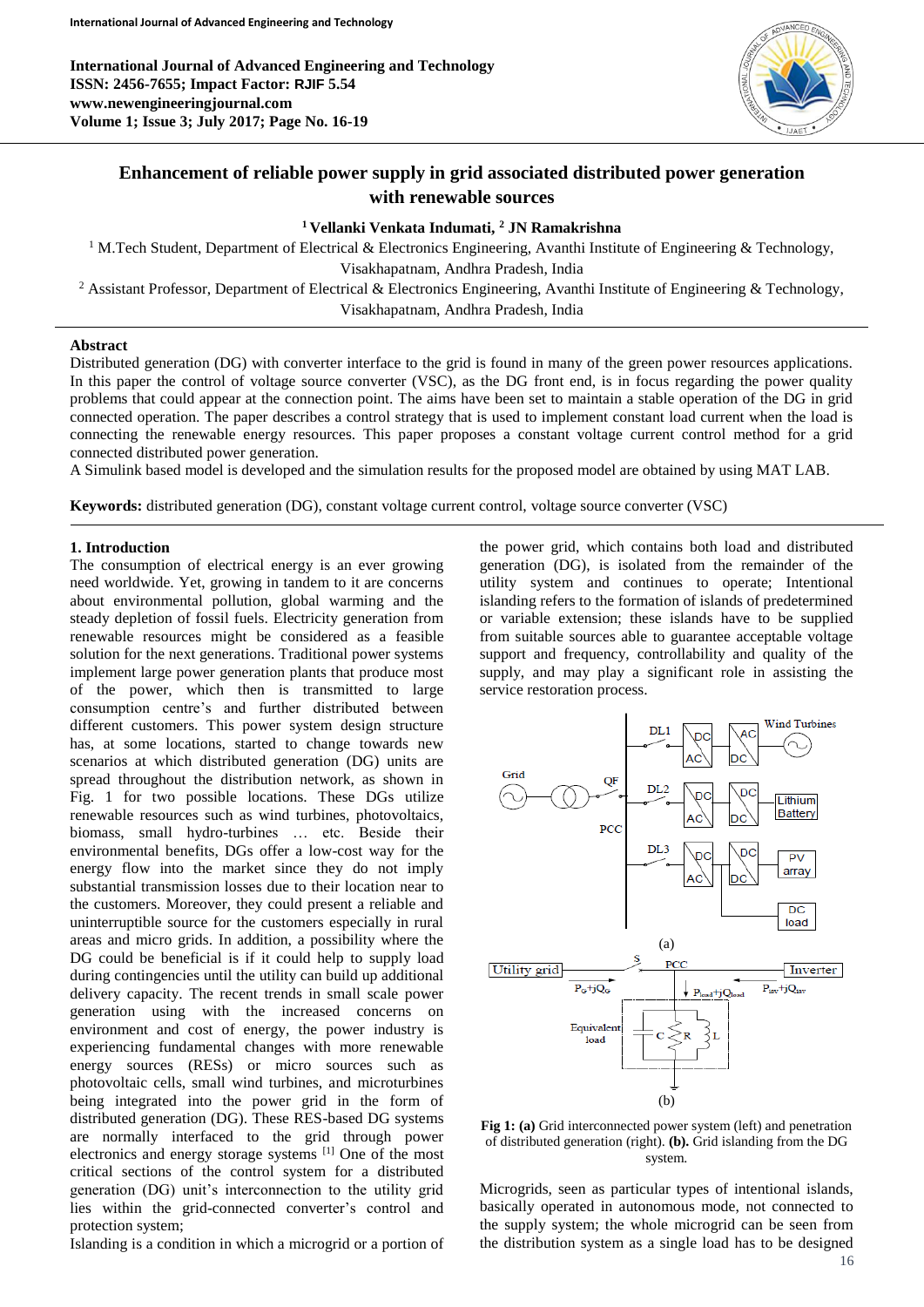# Enhancement of reliable power supply in grid associated distributed power generation with renewable sources

[1] Vellanki Venkata Indumati, [2] JN Ramakrishna

[1] M.Tech Student, Department of Electrical & Electronics Engineering, Avanthi Institute of Engineering & Technology, Visakhapatnam, Andhra Pradesh, India

[2] Assistant Professor, Department of Electrical & Electronics Engineering, Avanthi Institute of Engineering & Technology, Visakhapatnam, Andhra Pradesh, India

## Abstract

Distributed generation (DG) with converter interface to the grid is found in many of the green power resources applications. In this paper the control of voltage source converter (VSC), as the DG front end, is in focus regarding the power quality problems that could appear at the connection point. The aims have been set to maintain a stable operation of the DG in grid connected operation. The paper describes a control strategy that is used to implement constant load current when the load is connecting the renewable energy resources. This paper proposes a constant voltage current control method for a grid connected distributed power generation.

A Simulink based model is developed and the simulation results for the proposed model are obtained by using MAT LAB.

**Keywords:** distributed generation (DG), constant voltage current control, voltage source converter (VSC)

## 1. Introduction

The consumption of electrical energy is an ever growing need worldwide. Yet, growing in tandem to it are concerns about environmental pollution, global warming and the steady depletion of fossil fuels. Electricity generation from renewable resources might be considered as a feasible solution for the next generations. Traditional power systems implement large power generation plants that produce most of the power, which then is transmitted to large consumption centre's and further distributed between different customers. This power system design structure has, at some locations, started to change towards new scenarios at which distributed generation (DG) units are spread throughout the distribution network, as shown in Fig. 1 for two possible locations. These DGs utilize renewable resources such as wind turbines, photovoltaics, biomass, small hydro-turbines … etc. Beside their environmental benefits, DGs offer a low-cost way for the energy flow into the market since they do not imply substantial transmission losses due to their location near to the customers. Moreover, they could present a reliable and uninterruptible source for the customers especially in rural areas and micro grids. In addition, a possibility where the DG could be beneficial is if it could help to supply load during contingencies until the utility can build up additional delivery capacity. The recent trends in small scale power generation using with the increased concerns on environment and cost of energy, the power industry is experiencing fundamental changes with more renewable energy sources (RESs) or micro sources such as photovoltaic cells, small wind turbines, and microturbines being integrated into the power grid in the form of distributed generation (DG). These RES-based DG systems are normally interfaced to the grid through power electronics and energy storage systems [1] One of the most critical sections of the control system for a distributed generation (DG) unit's interconnection to the utility grid lies within the grid-connected converter's control and protection system;

Islanding is a condition in which a microgrid or a portion of the power grid, which contains both load and distributed generation (DG), is isolated from the remainder of the utility system and continues to operate; Intentional islanding refers to the formation of islands of predetermined or variable extension; these islands have to be supplied from suitable sources able to guarantee acceptable voltage support and frequency, controllability and quality of the supply, and may play a significant role in assisting the service restoration process.

Grid
QF
PCC
DL1
DL2
DL3
DC AC
AC DC
DC DC
Wind Turbines
Lithium Battery
PV array
DC load
(a)

Utility grid
S
PCC
Inverter
$P_G+jQ_G$
$P_{load}+jQ_{load}$
$P_{inv}+jQ_{inv}$
Equivalent load
C R L
(b)

**Fig 1: (a)** Grid interconnected power system (left) and penetration of distributed generation (right). **(b).** Grid islanding from the DG system.

Microgrids, seen as particular types of intentional islands, basically operated in autonomous mode, not connected to the supply system; the whole microgrid can be seen from the distribution system as a single load has to be designed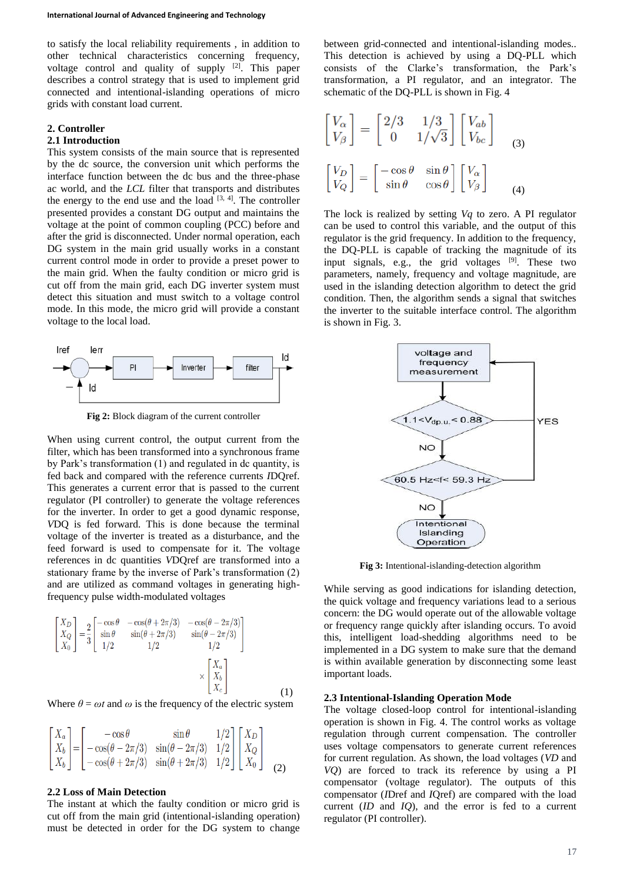to satisfy the local reliability requirements , in addition to other technical characteristics concerning frequency, voltage control and quality of supply [2]. This paper describes a control strategy that is used to implement grid connected and intentional-islanding operations of micro grids with constant load current.

## 2. Controller

### 2.1 Introduction

This system consists of the main source that is represented by the dc source, the conversion unit which performs the interface function between the dc bus and the three-phase ac world, and the *LCL* filter that transports and distributes the energy to the end use and the load [3, 4]. The controller presented provides a constant DG output and maintains the voltage at the point of common coupling (PCC) before and after the grid is disconnected. Under normal operation, each DG system in the main grid usually works in a constant current control mode in order to provide a preset power to the main grid. When the faulty condition or micro grid is cut off from the main grid, each DG inverter system must detect this situation and must switch to a voltage control mode. In this mode, the micro grid will provide a constant voltage to the local load.

Iref
Ierr
PI
Inverter
filter
Id
Id

**Fig 2:** Block diagram of the current controller

When using current control, the output current from the filter, which has been transformed into a synchronous frame by Park's transformation (1) and regulated in dc quantity, is fed back and compared with the reference currents *I*DQref. This generates a current error that is passed to the current regulator (PI controller) to generate the voltage references for the inverter. In order to get a good dynamic response, *V*DQ is fed forward. This is done because the terminal voltage of the inverter is treated as a disturbance, and the feed forward is used to compensate for it. The voltage references in dc quantities *V*DQref are transformed into a stationary frame by the inverse of Park's transformation (2) and are utilized as command voltages in generating high-frequency pulse width-modulated voltages

$$\begin{bmatrix} X_D \\ X_Q \\ X_0 \end{bmatrix} = \frac{2}{3}\begin{bmatrix} -\cos\theta & -\cos(\theta+2\pi/3) & -\cos(\theta-2\pi/3) \\ \sin\theta & \sin(\theta+2\pi/3) & \sin(\theta-2\pi/3) \\ 1/2 & 1/2 & 1/2 \end{bmatrix} \times \begin{bmatrix} X_a \\ X_b \\ X_c \end{bmatrix} \quad (1)$$

Where $\theta = \omega t$ and $\omega$ is the frequency of the electric system

$$\begin{bmatrix} X_a \\ X_b \\ X_b \end{bmatrix} = \begin{bmatrix} -\cos\theta & \sin\theta & 1/2 \\ -\cos(\theta-2\pi/3) & \sin(\theta-2\pi/3) & 1/2 \\ -\cos(\theta+2\pi/3) & \sin(\theta+2\pi/3) & 1/2 \end{bmatrix} \begin{bmatrix} X_D \\ X_Q \\ X_0 \end{bmatrix} \quad (2)$$

### 2.2 Loss of Main Detection

The instant at which the faulty condition or micro grid is cut off from the main grid (intentional-islanding operation) must be detected in order for the DG system to change between grid-connected and intentional-islanding modes.. This detection is achieved by using a DQ-PLL which consists of the Clarke's transformation, the Park's transformation, a PI regulator, and an integrator. The schematic of the DQ-PLL is shown in Fig. 4

$$\begin{bmatrix} V_\alpha \\ V_\beta \end{bmatrix} = \begin{bmatrix} 2/3 & 1/3 \\ 0 & 1/\sqrt{3} \end{bmatrix} \begin{bmatrix} V_{ab} \\ V_{bc} \end{bmatrix} \quad (3)$$

$$\begin{bmatrix} V_D \\ V_Q \end{bmatrix} = \begin{bmatrix} -\cos\theta & \sin\theta \\ \sin\theta & \cos\theta \end{bmatrix} \begin{bmatrix} V_\alpha \\ V_\beta \end{bmatrix} \quad (4)$$

The lock is realized by setting *Vq* to zero. A PI regulator can be used to control this variable, and the output of this regulator is the grid frequency. In addition to the frequency, the DQ-PLL is capable of tracking the magnitude of its input signals, e.g., the grid voltages [9]. These two parameters, namely, frequency and voltage magnitude, are used in the islanding detection algorithm to detect the grid condition. Then, the algorithm sends a signal that switches the inverter to the suitable interface control. The algorithm is shown in Fig. 3.

voltage and frequency measurement
$1.1 < V_{dp.u.} < 0.88$
YES
NO
60.5 Hz<f< 59.3 Hz
NO
Intentional Islanding Operation

**Fig 3:** Intentional-islanding-detection algorithm

While serving as good indications for islanding detection, the quick voltage and frequency variations lead to a serious concern: the DG would operate out of the allowable voltage or frequency range quickly after islanding occurs. To avoid this, intelligent load-shedding algorithms need to be implemented in a DG system to make sure that the demand is within available generation by disconnecting some least important loads.

### 2.3 Intentional-Islanding Operation Mode

The voltage closed-loop control for intentional-islanding operation is shown in Fig. 4. The control works as voltage regulation through current compensation. The controller uses voltage compensators to generate current references for current regulation. As shown, the load voltages (*VD* and *VQ*) are forced to track its reference by using a PI compensator (voltage regulator). The outputs of this compensator (*ID*ref and *IQ*ref) are compared with the load current (*ID* and *IQ*), and the error is fed to a current regulator (PI controller).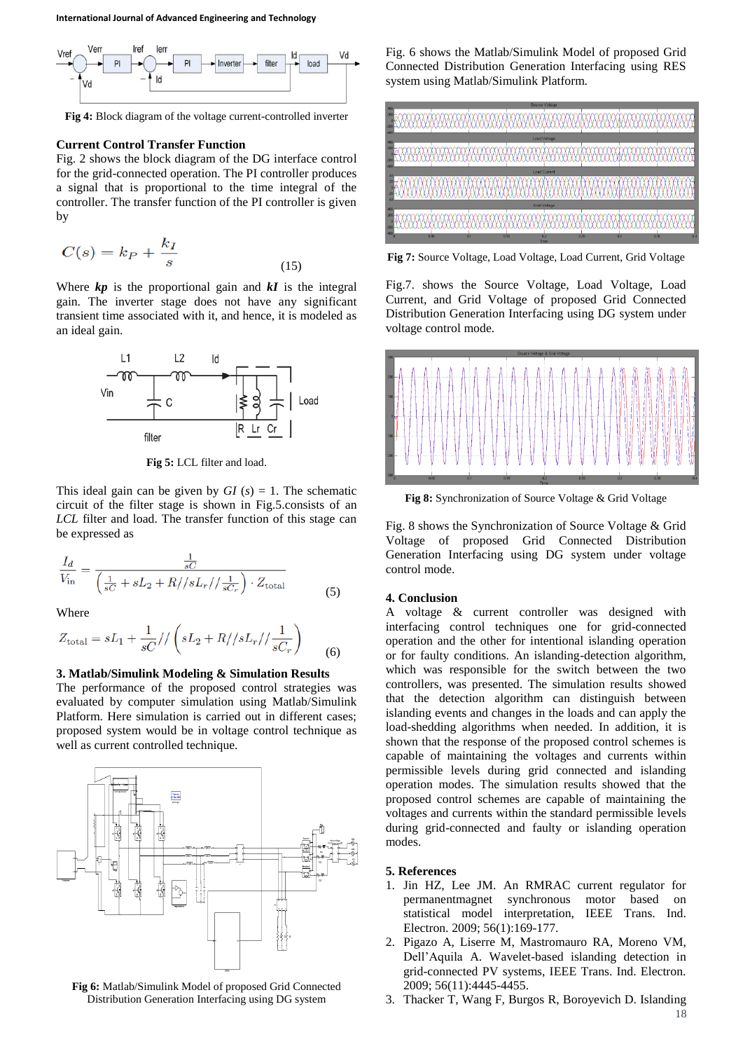Vref Verr Iref Ierr PI PI Inverter filter Id load Vd

Vd Id

**Fig 4:** Block diagram of the voltage current-controlled inverter

**Current Control Transfer Function**

Fig. 2 shows the block diagram of the DG interface control for the grid-connected operation. The PI controller produces a signal that is proportional to the time integral of the controller. The transfer function of the PI controller is given by

$$C(s) = k_P + \frac{k_I}{s} \tag{15}$$

Where ***kp*** is the proportional gain and ***kI*** is the integral gain. The inverter stage does not have any significant transient time associated with it, and hence, it is modeled as an ideal gain.

L1 L2 Id

Vin C Load

filter R Lr Cr

**Fig 5:** LCL filter and load.

This ideal gain can be given by *GI* (*s*) = 1. The schematic circuit of the filter stage is shown in Fig.5.consists of an *LCL* filter and load. The transfer function of this stage can be expressed as

$$\frac{I_d}{V_{\text{in}}} = \frac{\frac{1}{sC}}{\left(\frac{1}{sC} + sL_2 + R//sL_r//\frac{1}{sC_r}\right) \cdot Z_{\text{total}}} \tag{5}$$

Where

$$Z_{\text{total}} = sL_1 + \frac{1}{sC}//\left(sL_2 + R//sL_r//\frac{1}{sC_r}\right) \tag{6}$$

**3. Matlab/Simulink Modeling & Simulation Results**

The performance of the proposed control strategies was evaluated by computer simulation using Matlab/Simulink Platform. Here simulation is carried out in different cases; proposed system would be in voltage control technique as well as current controlled technique.

**Fig 6:** Matlab/Simulink Model of proposed Grid Connected Distribution Generation Interfacing using DG system

Fig. 6 shows the Matlab/Simulink Model of proposed Grid Connected Distribution Generation Interfacing using RES system using Matlab/Simulink Platform.

Source Voltage

Load Voltage

Load Current

Grid Voltage

Time

**Fig 7:** Source Voltage, Load Voltage, Load Current, Grid Voltage

Fig.7. shows the Source Voltage, Load Voltage, Load Current, and Grid Voltage of proposed Grid Connected Distribution Generation Interfacing using DG system under voltage control mode.

Source Voltage & Grid Voltage

Time

**Fig 8:** Synchronization of Source Voltage & Grid Voltage

Fig. 8 shows the Synchronization of Source Voltage & Grid Voltage of proposed Grid Connected Distribution Generation Interfacing using DG system under voltage control mode.

**4. Conclusion**

A voltage & current controller was designed with interfacing control techniques one for grid-connected operation and the other for intentional islanding operation or for faulty conditions. An islanding-detection algorithm, which was responsible for the switch between the two controllers, was presented. The simulation results showed that the detection algorithm can distinguish between islanding events and changes in the loads and can apply the load-shedding algorithms when needed. In addition, it is shown that the response of the proposed control schemes is capable of maintaining the voltages and currents within permissible levels during grid connected and islanding operation modes. The simulation results showed that the proposed control schemes are capable of maintaining the voltages and currents within the standard permissible levels during grid-connected and faulty or islanding operation modes.

**5. References**

1. Jin HZ, Lee JM. An RMRAC current regulator for permanentmagnet synchronous motor based on statistical model interpretation, IEEE Trans. Ind. Electron. 2009; 56(1):169-177.
2. Pigazo A, Liserre M, Mastromauro RA, Moreno VM, Dell'Aquila A. Wavelet-based islanding detection in grid-connected PV systems, IEEE Trans. Ind. Electron. 2009; 56(11):4445-4455.
3. Thacker T, Wang F, Burgos R, Boroyevich D. Islanding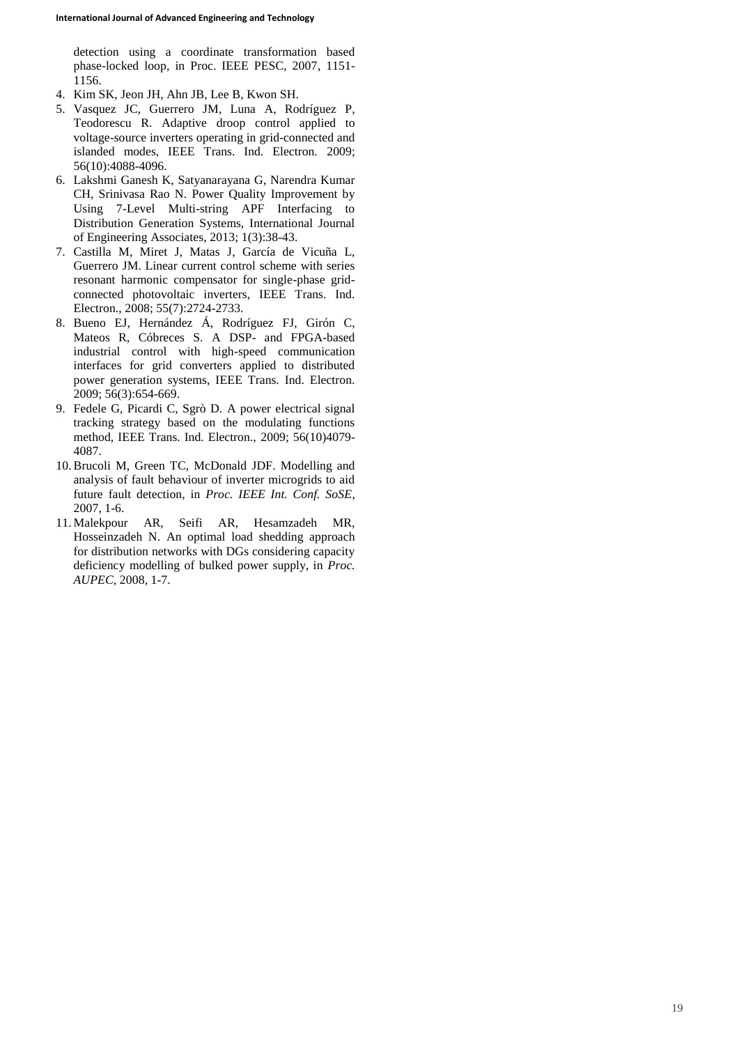detection using a coordinate transformation based phase-locked loop, in Proc. IEEE PESC, 2007, 1151-1156.

4. Kim SK, Jeon JH, Ahn JB, Lee B, Kwon SH.
5. Vasquez JC, Guerrero JM, Luna A, Rodríguez P, Teodorescu R. Adaptive droop control applied to voltage-source inverters operating in grid-connected and islanded modes, IEEE Trans. Ind. Electron. 2009; 56(10):4088-4096.
6. Lakshmi Ganesh K, Satyanarayana G, Narendra Kumar CH, Srinivasa Rao N. Power Quality Improvement by Using 7-Level Multi-string APF Interfacing to Distribution Generation Systems, International Journal of Engineering Associates, 2013; 1(3):38-43.
7. Castilla M, Miret J, Matas J, García de Vicuña L, Guerrero JM. Linear current control scheme with series resonant harmonic compensator for single-phase grid-connected photovoltaic inverters, IEEE Trans. Ind. Electron., 2008; 55(7):2724-2733.
8. Bueno EJ, Hernández Á, Rodríguez FJ, Girón C, Mateos R, Cóbreces S. A DSP- and FPGA-based industrial control with high-speed communication interfaces for grid converters applied to distributed power generation systems, IEEE Trans. Ind. Electron. 2009; 56(3):654-669.
9. Fedele G, Picardi C, Sgrò D. A power electrical signal tracking strategy based on the modulating functions method, IEEE Trans. Ind. Electron., 2009; 56(10)4079-4087.
10. Brucoli M, Green TC, McDonald JDF. Modelling and analysis of fault behaviour of inverter microgrids to aid future fault detection, in *Proc. IEEE Int. Conf. SoSE*, 2007, 1-6.
11. Malekpour AR, Seifi AR, Hesamzadeh MR, Hosseinzadeh N. An optimal load shedding approach for distribution networks with DGs considering capacity deficiency modelling of bulked power supply, in *Proc. AUPEC*, 2008, 1-7.